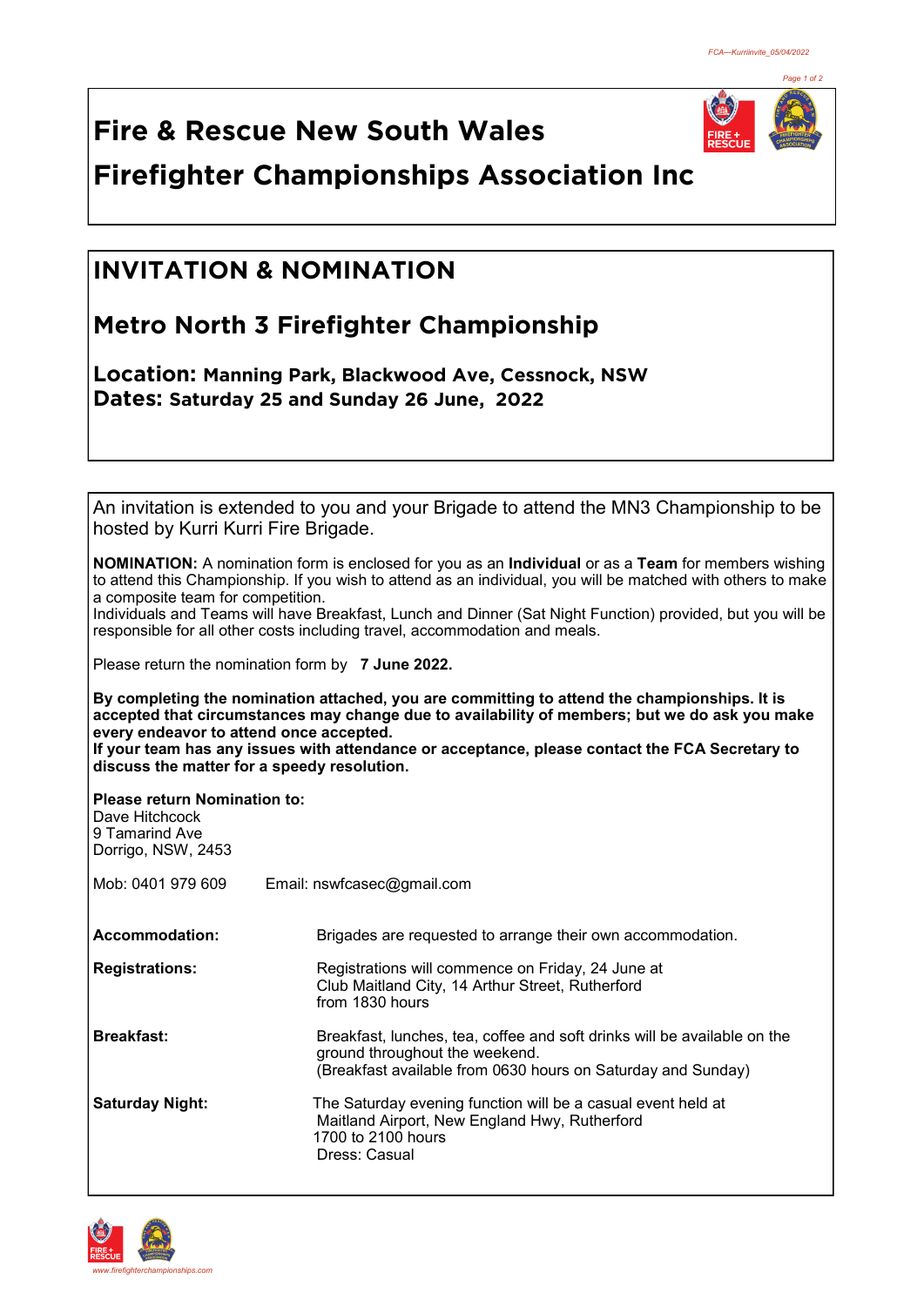# Fire & Rescue New South Wales

# Firefighter Championships Association Inc

## INVITATION & NOMINATION

## Metro North 3 Firefighter Championship

**Location: Manning Park, Blackwood Ave, Cessnock, NSW**
**Dates: Saturday 25 and Sunday 26 June, 2022**

An invitation is extended to you and your Brigade to attend the MN3 Championship to be hosted by Kurri Kurri Fire Brigade.

**NOMINATION:** A nomination form is enclosed for you as an **Individual** or as a **Team** for members wishing to attend this Championship. If you wish to attend as an individual, you will be matched with others to make a composite team for competition.
Individuals and Teams will have Breakfast, Lunch and Dinner (Sat Night Function) provided, but you will be responsible for all other costs including travel, accommodation and meals.

Please return the nomination form by **7 June 2022.**

**By completing the nomination attached, you are committing to attend the championships. It is accepted that circumstances may change due to availability of members; but we do ask you make every endeavor to attend once accepted.**
**If your team has any issues with attendance or acceptance, please contact the FCA Secretary to discuss the matter for a speedy resolution.**

**Please return Nomination to:**
Dave Hitchcock
9 Tamarind Ave
Dorrigo, NSW, 2453

Mob: 0401 979 609 Email: nswfcasec@gmail.com

**Accommodation:** Brigades are requested to arrange their own accommodation.

**Registrations:** Registrations will commence on Friday, 24 June at Club Maitland City, 14 Arthur Street, Rutherford from 1830 hours

**Breakfast:** Breakfast, lunches, tea, coffee and soft drinks will be available on the ground throughout the weekend.
(Breakfast available from 0630 hours on Saturday and Sunday)

**Saturday Night:** The Saturday evening function will be a casual event held at Maitland Airport, New England Hwy, Rutherford
1700 to 2100 hours
Dress: Casual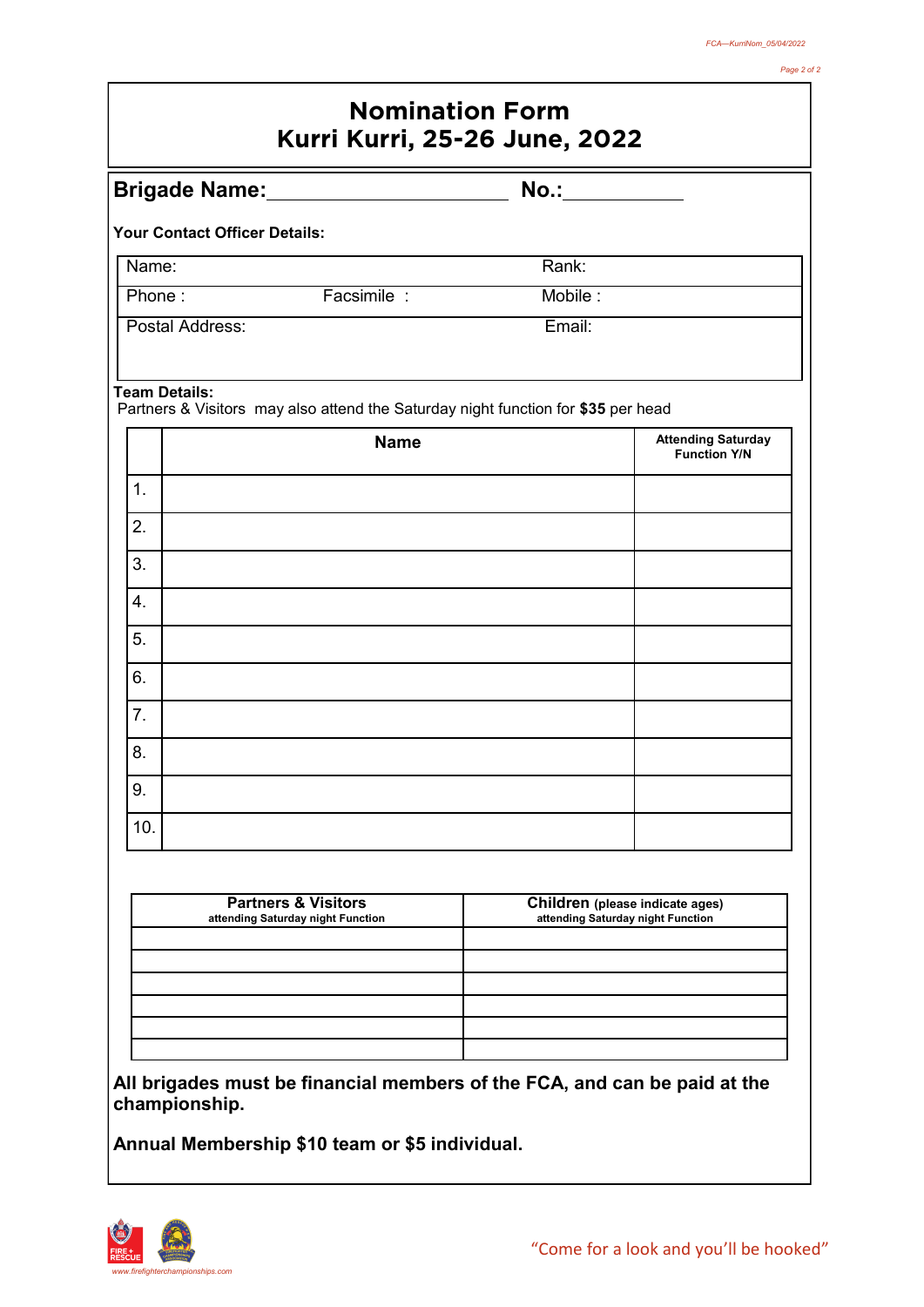# Nomination Form
# Kurri Kurri, 25-26 June, 2022

**Brigade Name:**\_\_\_\_\_\_\_\_\_\_\_\_\_\_\_\_\_\_\_\_\_\_\_\_ **No.:**\_\_\_\_\_\_\_\_\_\_

**Your Contact Officer Details:**

| | | |
|---|---|---|
| Name: | | Rank: |
| Phone : | Facsimile : | Mobile : |
| Postal Address: | | Email: |

**Team Details:**
Partners & Visitors may also attend the Saturday night function for **$35** per head

| | Name | Attending Saturday Function Y/N |
|---|---|---|
| 1. | | |
| 2. | | |
| 3. | | |
| 4. | | |
| 5. | | |
| 6. | | |
| 7. | | |
| 8. | | |
| 9. | | |
| 10. | | |

| **Partners & Visitors** attending Saturday night Function | **Children** (please indicate ages) attending Saturday night Function |
|---|---|
| | |
| | |
| | |
| | |
| | |
| | |

**All brigades must be financial members of the FCA, and can be paid at the championship.**

**Annual Membership $10 team or $5 individual.**

www.firefighterchampionships.com

"Come for a look and you'll be hooked"